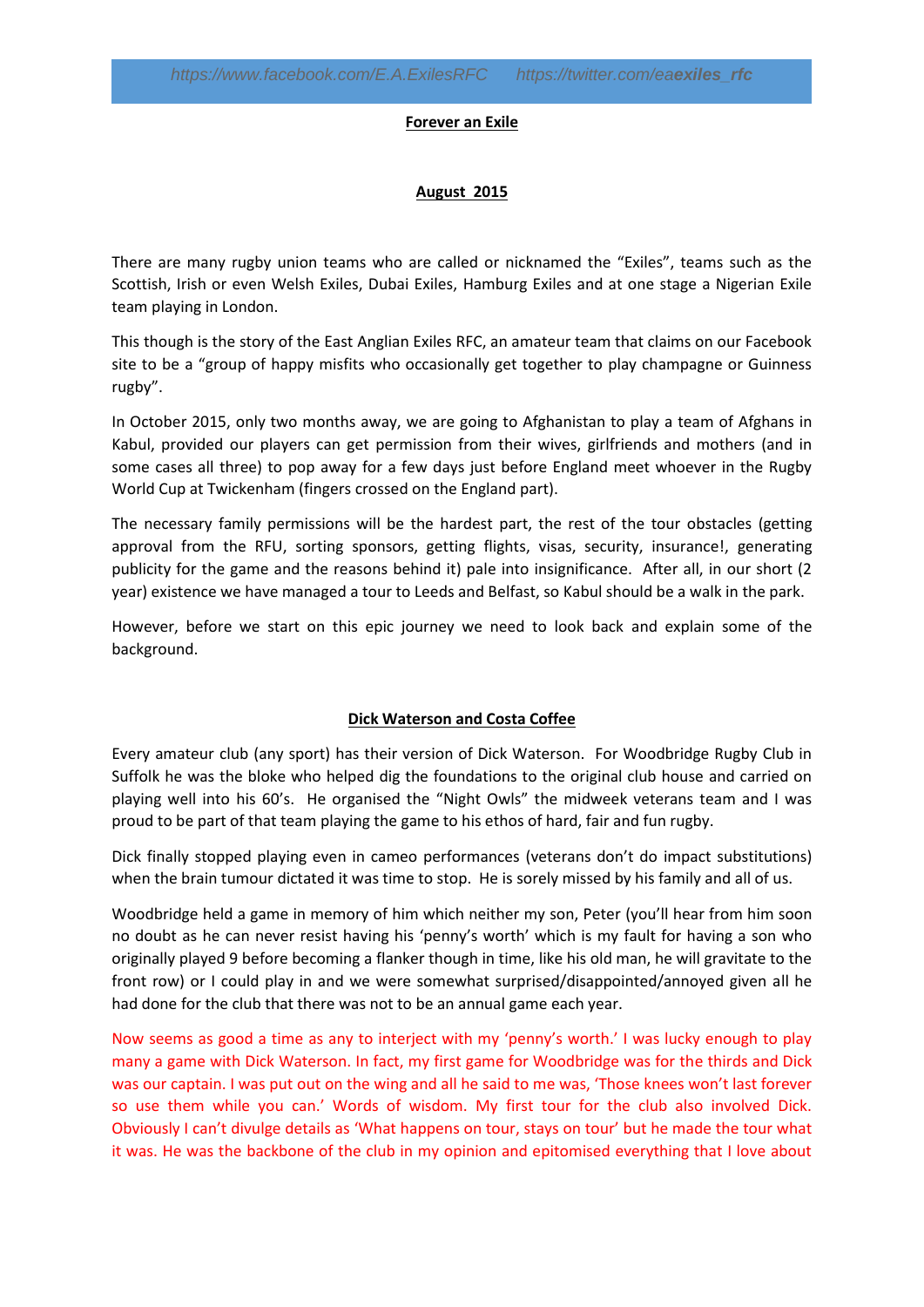https://www.facebook.com/E.A.ExilesRFC https://twitter.com/eaexiles_rfc

# Forever an Exile

## August 2015

There are many rugby union teams who are called or nicknamed the "Exiles", teams such as the Scottish, Irish or even Welsh Exiles, Dubai Exiles, Hamburg Exiles and at one stage a Nigerian Exile team playing in London.

This though is the story of the East Anglian Exiles RFC, an amateur team that claims on our Facebook site to be a "group of happy misfits who occasionally get together to play champagne or Guinness rugby".

In October 2015, only two months away, we are going to Afghanistan to play a team of Afghans in Kabul, provided our players can get permission from their wives, girlfriends and mothers (and in some cases all three) to pop away for a few days just before England meet whoever in the Rugby World Cup at Twickenham (fingers crossed on the England part).

The necessary family permissions will be the hardest part, the rest of the tour obstacles (getting approval from the RFU, sorting sponsors, getting flights, visas, security, insurance!, generating publicity for the game and the reasons behind it) pale into insignificance. After all, in our short (2 year) existence we have managed a tour to Leeds and Belfast, so Kabul should be a walk in the park.

However, before we start on this epic journey we need to look back and explain some of the background.

## Dick Waterson and Costa Coffee

Every amateur club (any sport) has their version of Dick Waterson. For Woodbridge Rugby Club in Suffolk he was the bloke who helped dig the foundations to the original club house and carried on playing well into his 60's. He organised the "Night Owls" the midweek veterans team and I was proud to be part of that team playing the game to his ethos of hard, fair and fun rugby.

Dick finally stopped playing even in cameo performances (veterans don't do impact substitutions) when the brain tumour dictated it was time to stop. He is sorely missed by his family and all of us.

Woodbridge held a game in memory of him which neither my son, Peter (you'll hear from him soon no doubt as he can never resist having his 'penny's worth' which is my fault for having a son who originally played 9 before becoming a flanker though in time, like his old man, he will gravitate to the front row) or I could play in and we were somewhat surprised/disappointed/annoyed given all he had done for the club that there was not to be an annual game each year.

Now seems as good a time as any to interject with my 'penny's worth.' I was lucky enough to play many a game with Dick Waterson. In fact, my first game for Woodbridge was for the thirds and Dick was our captain. I was put out on the wing and all he said to me was, 'Those knees won't last forever so use them while you can.' Words of wisdom. My first tour for the club also involved Dick. Obviously I can't divulge details as 'What happens on tour, stays on tour' but he made the tour what it was. He was the backbone of the club in my opinion and epitomised everything that I love about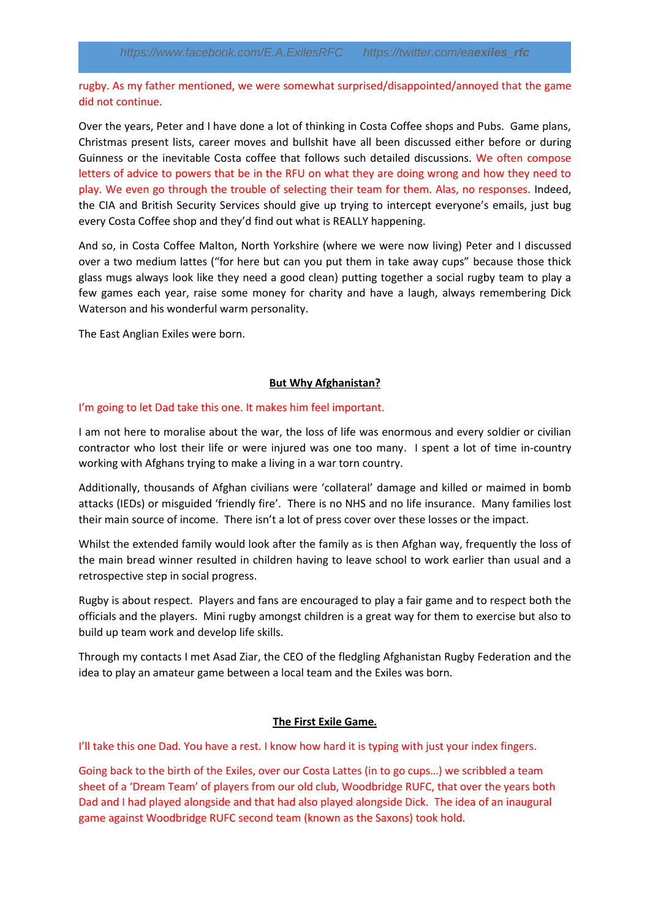rugby. As my father mentioned, we were somewhat surprised/disappointed/annoyed that the game did not continue.

Over the years, Peter and I have done a lot of thinking in Costa Coffee shops and Pubs. Game plans, Christmas present lists, career moves and bullshit have all been discussed either before or during Guinness or the inevitable Costa coffee that follows such detailed discussions. We often compose letters of advice to powers that be in the RFU on what they are doing wrong and how they need to play. We even go through the trouble of selecting their team for them. Alas, no responses. Indeed, the CIA and British Security Services should give up trying to intercept everyone's emails, just bug every Costa Coffee shop and they'd find out what is REALLY happening.

And so, in Costa Coffee Malton, North Yorkshire (where we were now living) Peter and I discussed over a two medium lattes ("for here but can you put them in take away cups" because those thick glass mugs always look like they need a good clean) putting together a social rugby team to play a few games each year, raise some money for charity and have a laugh, always remembering Dick Waterson and his wonderful warm personality.

The East Anglian Exiles were born.

## But Why Afghanistan?

I'm going to let Dad take this one. It makes him feel important.

I am not here to moralise about the war, the loss of life was enormous and every soldier or civilian contractor who lost their life or were injured was one too many. I spent a lot of time in-country working with Afghans trying to make a living in a war torn country.

Additionally, thousands of Afghan civilians were 'collateral' damage and killed or maimed in bomb attacks (IEDs) or misguided 'friendly fire'. There is no NHS and no life insurance. Many families lost their main source of income. There isn't a lot of press cover over these losses or the impact.

Whilst the extended family would look after the family as is then Afghan way, frequently the loss of the main bread winner resulted in children having to leave school to work earlier than usual and a retrospective step in social progress.

Rugby is about respect. Players and fans are encouraged to play a fair game and to respect both the officials and the players. Mini rugby amongst children is a great way for them to exercise but also to build up team work and develop life skills.

Through my contacts I met Asad Ziar, the CEO of the fledgling Afghanistan Rugby Federation and the idea to play an amateur game between a local team and the Exiles was born.

## The First Exile Game.

I'll take this one Dad. You have a rest. I know how hard it is typing with just your index fingers.

Going back to the birth of the Exiles, over our Costa Lattes (in to go cups…) we scribbled a team sheet of a 'Dream Team' of players from our old club, Woodbridge RUFC, that over the years both Dad and I had played alongside and that had also played alongside Dick. The idea of an inaugural game against Woodbridge RUFC second team (known as the Saxons) took hold.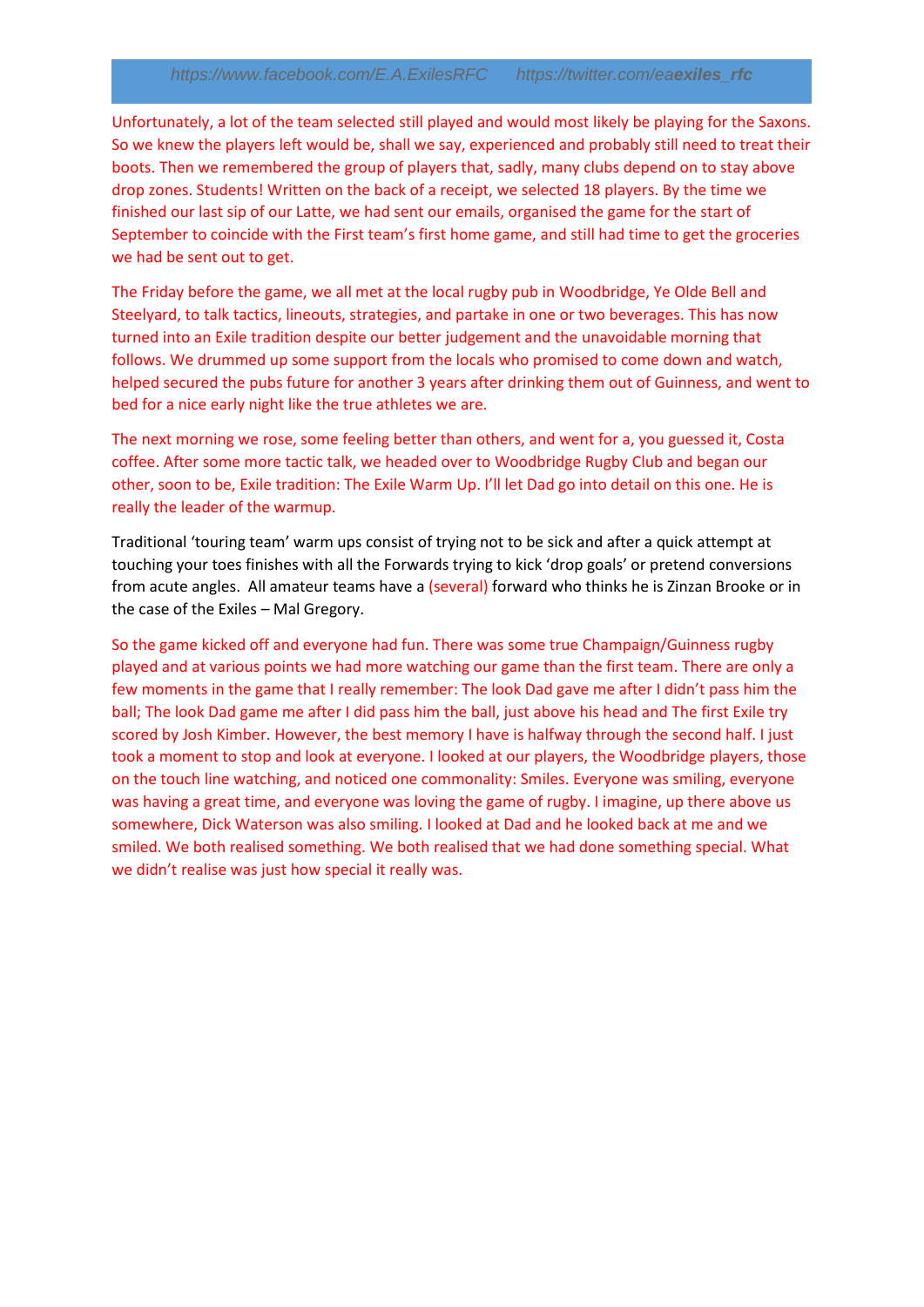Unfortunately, a lot of the team selected still played and would most likely be playing for the Saxons. So we knew the players left would be, shall we say, experienced and probably still need to treat their boots. Then we remembered the group of players that, sadly, many clubs depend on to stay above drop zones. Students! Written on the back of a receipt, we selected 18 players. By the time we finished our last sip of our Latte, we had sent our emails, organised the game for the start of September to coincide with the First team's first home game, and still had time to get the groceries we had be sent out to get.

The Friday before the game, we all met at the local rugby pub in Woodbridge, Ye Olde Bell and Steelyard, to talk tactics, lineouts, strategies, and partake in one or two beverages. This has now turned into an Exile tradition despite our better judgement and the unavoidable morning that follows. We drummed up some support from the locals who promised to come down and watch, helped secured the pubs future for another 3 years after drinking them out of Guinness, and went to bed for a nice early night like the true athletes we are.

The next morning we rose, some feeling better than others, and went for a, you guessed it, Costa coffee. After some more tactic talk, we headed over to Woodbridge Rugby Club and began our other, soon to be, Exile tradition: The Exile Warm Up. I'll let Dad go into detail on this one. He is really the leader of the warmup.

Traditional 'touring team' warm ups consist of trying not to be sick and after a quick attempt at touching your toes finishes with all the Forwards trying to kick 'drop goals' or pretend conversions from acute angles. All amateur teams have a (several) forward who thinks he is Zinzan Brooke or in the case of the Exiles – Mal Gregory.

So the game kicked off and everyone had fun. There was some true Champaign/Guinness rugby played and at various points we had more watching our game than the first team. There are only a few moments in the game that I really remember: The look Dad gave me after I didn't pass him the ball; The look Dad game me after I did pass him the ball, just above his head and The first Exile try scored by Josh Kimber. However, the best memory I have is halfway through the second half. I just took a moment to stop and look at everyone. I looked at our players, the Woodbridge players, those on the touch line watching, and noticed one commonality: Smiles. Everyone was smiling, everyone was having a great time, and everyone was loving the game of rugby. I imagine, up there above us somewhere, Dick Waterson was also smiling. I looked at Dad and he looked back at me and we smiled. We both realised something. We both realised that we had done something special. What we didn't realise was just how special it really was.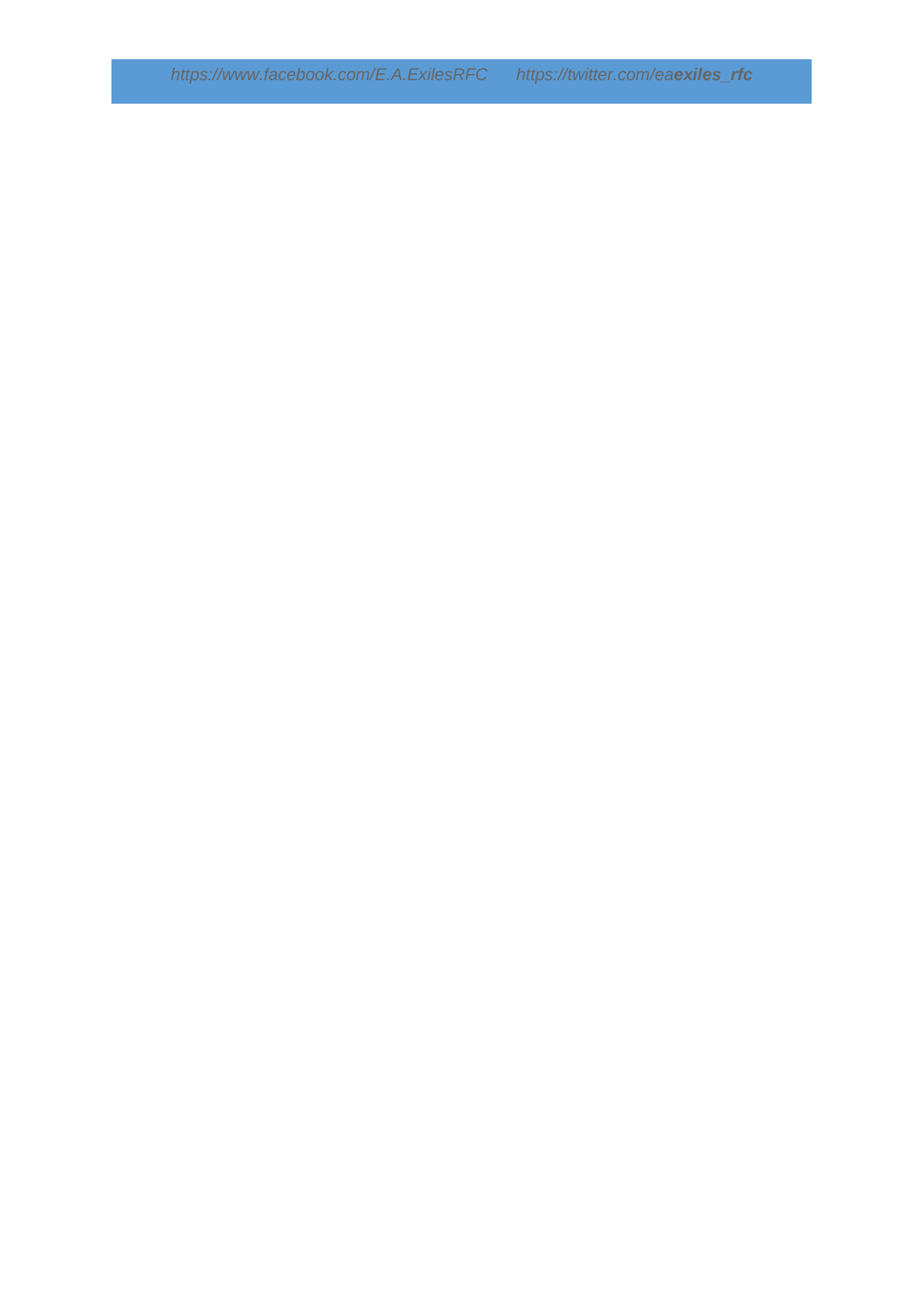*https://www.facebook.com/E.A.ExilesRFC*    *https://twitter.com/ea**exiles_rfc***